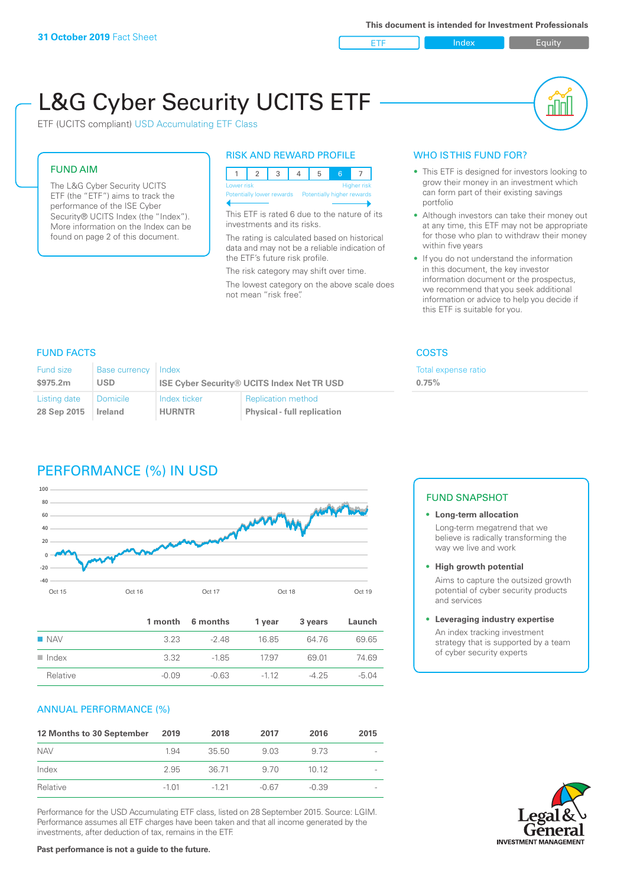**31 October 2019** Fact Sheet

This document is intended for Investment Professionals

ETF | Index | Equity

# L&G Cyber Security UCITS ETF

ETF (UCITS compliant) USD Accumulating ETF Class

## FUND AIM

The L&G Cyber Security UCITS ETF (the "ETF") aims to track the performance of the ISE Cyber Security® UCITS Index (the "Index"). More information on the Index can be found on page 2 of this document.

## RISK AND REWARD PROFILE

| 1 | 2 | 3 | 4 | 5 | 6 | 7 |
|---|---|---|---|---|---|---|

Lower risk — Higher risk
Potentially lower rewards — Potentially higher rewards

This ETF is rated 6 due to the nature of its investments and its risks.

The rating is calculated based on historical data and may not be a reliable indication of the ETF's future risk profile.

The risk category may shift over time.

The lowest category on the above scale does not mean "risk free".

## WHO IS THIS FUND FOR?

- This ETF is designed for investors looking to grow their money in an investment which can form part of their existing savings portfolio
- Although investors can take their money out at any time, this ETF may not be appropriate for those who plan to withdraw their money within five years
- If you do not understand the information in this document, the key investor information document or the prospectus, we recommend that you seek additional information or advice to help you decide if this ETF is suitable for you.

## FUND FACTS

| Fund size | Base currency | Index | |
|---|---|---|---|
| $975.2m | USD | ISE Cyber Security® UCITS Index Net TR USD | |
| **Listing date** | **Domicile** | **Index ticker** | **Replication method** |
| 28 Sep 2015 | Ireland | HURNTR | Physical - full replication |

## COSTS

Total expense ratio
**0.75%**

## PERFORMANCE (%) IN USD

|  | 1 month | 6 months | 1 year | 3 years | Launch |
|---|---|---|---|---|---|
| NAV | 3.23 | -2.48 | 16.85 | 64.76 | 69.65 |
| Index | 3.32 | -1.85 | 17.97 | 69.01 | 74.69 |
| Relative | -0.09 | -0.63 | -1.12 | -4.25 | -5.04 |

## ANNUAL PERFORMANCE (%)

| 12 Months to 30 September | 2019 | 2018 | 2017 | 2016 | 2015 |
|---|---|---|---|---|---|
| NAV | 1.94 | 35.50 | 9.03 | 9.73 | - |
| Index | 2.95 | 36.71 | 9.70 | 10.12 | - |
| Relative | -1.01 | -1.21 | -0.67 | -0.39 | - |

Performance for the USD Accumulating ETF class, listed on 28 September 2015. Source: LGIM. Performance assumes all ETF charges have been taken and that all income generated by the investments, after deduction of tax, remains in the ETF.

**Past performance is not a guide to the future.**

## FUND SNAPSHOT

- **Long-term allocation**
  Long-term megatrend that we believe is radically transforming the way we live and work
- **High growth potential**
  Aims to capture the outsized growth potential of cyber security products and services
- **Leveraging industry expertise**
  An index tracking investment strategy that is supported by a team of cyber security experts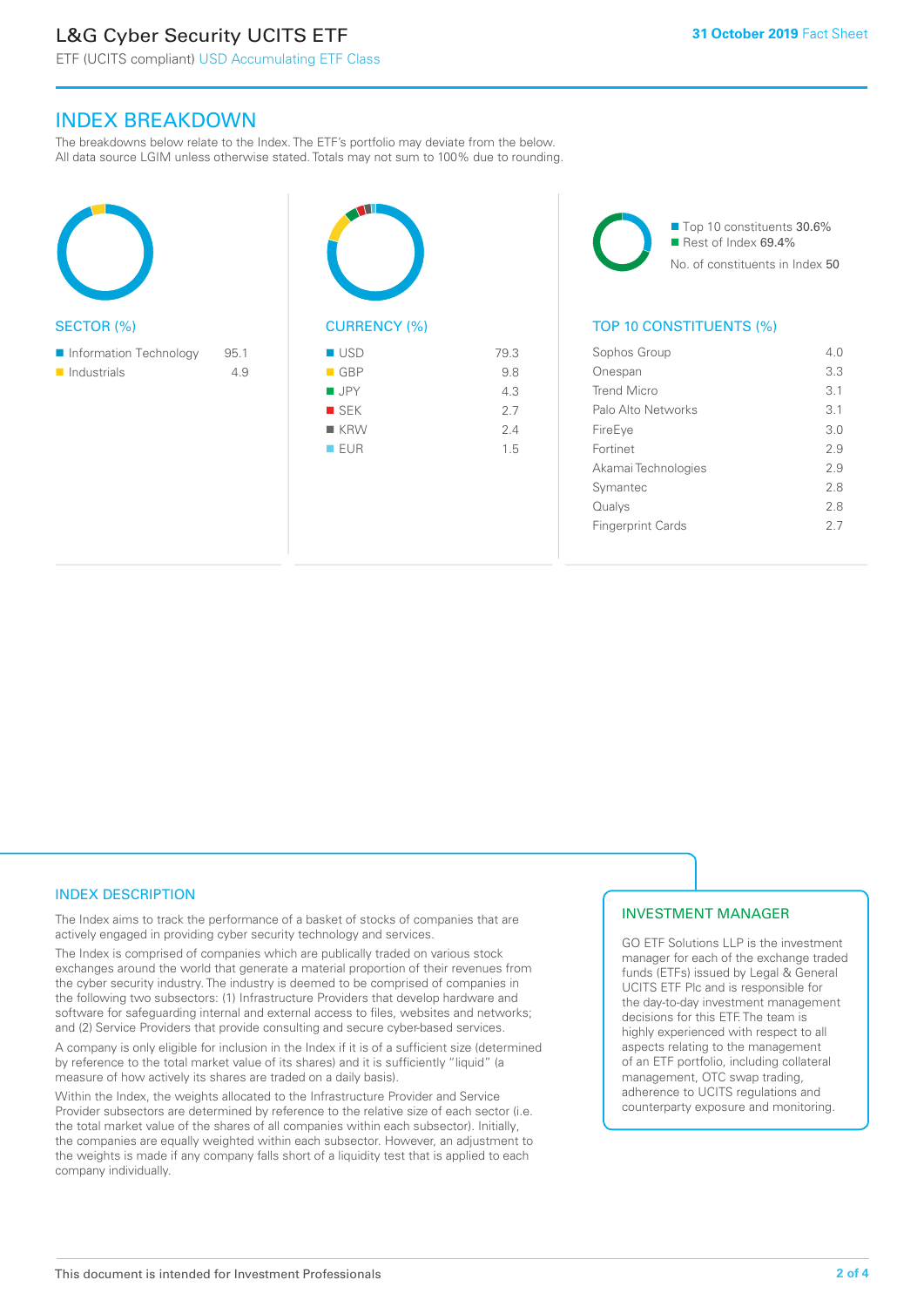## INDEX BREAKDOWN

The breakdowns below relate to the Index. The ETF's portfolio may deviate from the below. All data source LGIM unless otherwise stated. Totals may not sum to 100% due to rounding.

### SECTOR (%)

| Sector | % |
|---|---|
| Information Technology | 95.1 |
| Industrials | 4.9 |

### CURRENCY (%)

| Currency | % |
|---|---|
| USD | 79.3 |
| GBP | 9.8 |
| JPY | 4.3 |
| SEK | 2.7 |
| KRW | 2.4 |
| EUR | 1.5 |

- Top 10 constituents 30.6%
- Rest of Index 69.4%

No. of constituents in Index 50

### TOP 10 CONSTITUENTS (%)

| Constituent | % |
|---|---|
| Sophos Group | 4.0 |
| Onespan | 3.3 |
| Trend Micro | 3.1 |
| Palo Alto Networks | 3.1 |
| FireEye | 3.0 |
| Fortinet | 2.9 |
| Akamai Technologies | 2.9 |
| Symantec | 2.8 |
| Qualys | 2.8 |
| Fingerprint Cards | 2.7 |

## INDEX DESCRIPTION

The Index aims to track the performance of a basket of stocks of companies that are actively engaged in providing cyber security technology and services.

The Index is comprised of companies which are publically traded on various stock exchanges around the world that generate a material proportion of their revenues from the cyber security industry. The industry is deemed to be comprised of companies in the following two subsectors: (1) Infrastructure Providers that develop hardware and software for safeguarding internal and external access to files, websites and networks; and (2) Service Providers that provide consulting and secure cyber-based services.

A company is only eligible for inclusion in the Index if it is of a sufficient size (determined by reference to the total market value of its shares) and it is sufficiently "liquid" (a measure of how actively its shares are traded on a daily basis).

Within the Index, the weights allocated to the Infrastructure Provider and Service Provider subsectors are determined by reference to the relative size of each sector (i.e. the total market value of the shares of all companies within each subsector). Initially, the companies are equally weighted within each subsector. However, an adjustment to the weights is made if any company falls short of a liquidity test that is applied to each company individually.

## INVESTMENT MANAGER

GO ETF Solutions LLP is the investment manager for each of the exchange traded funds (ETFs) issued by Legal & General UCITS ETF Plc and is responsible for the day-to-day investment management decisions for this ETF. The team is highly experienced with respect to all aspects relating to the management of an ETF portfolio, including collateral management, OTC swap trading, adherence to UCITS regulations and counterparty exposure and monitoring.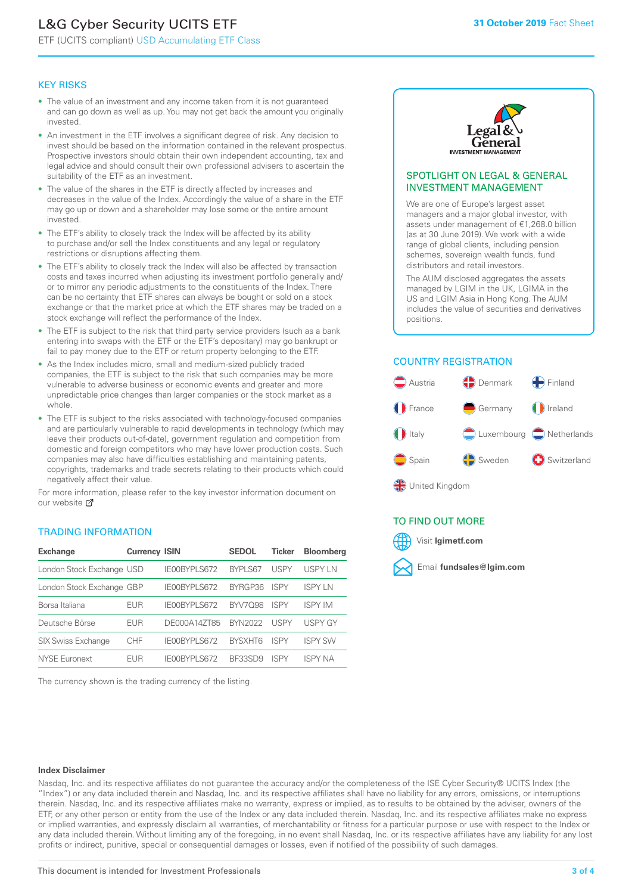# L&G Cyber Security UCITS ETF

ETF (UCITS compliant) USD Accumulating ETF Class

**31 October 2019** Fact Sheet

## KEY RISKS

- The value of an investment and any income taken from it is not guaranteed and can go down as well as up. You may not get back the amount you originally invested.
- An investment in the ETF involves a significant degree of risk. Any decision to invest should be based on the information contained in the relevant prospectus. Prospective investors should obtain their own independent accounting, tax and legal advice and should consult their own professional advisers to ascertain the suitability of the ETF as an investment.
- The value of the shares in the ETF is directly affected by increases and decreases in the value of the Index. Accordingly the value of a share in the ETF may go up or down and a shareholder may lose some or the entire amount invested.
- The ETF's ability to closely track the Index will be affected by its ability to purchase and/or sell the Index constituents and any legal or regulatory restrictions or disruptions affecting them.
- The ETF's ability to closely track the Index will also be affected by transaction costs and taxes incurred when adjusting its investment portfolio generally and/or to mirror any periodic adjustments to the constituents of the Index. There can be no certainty that ETF shares can always be bought or sold on a stock exchange or that the market price at which the ETF shares may be traded on a stock exchange will reflect the performance of the Index.
- The ETF is subject to the risk that third party service providers (such as a bank entering into swaps with the ETF or the ETF's depositary) may go bankrupt or fail to pay money due to the ETF or return property belonging to the ETF.
- As the Index includes micro, small and medium-sized publicly traded companies, the ETF is subject to the risk that such companies may be more vulnerable to adverse business or economic events and greater and more unpredictable price changes than larger companies or the stock market as a whole.
- The ETF is subject to the risks associated with technology-focused companies and are particularly vulnerable to rapid developments in technology (which may leave their products out-of-date), government regulation and competition from domestic and foreign competitors who may have lower production costs. Such companies may also have difficulties establishing and maintaining patents, copyrights, trademarks and trade secrets relating to their products which could negatively affect their value.

For more information, please refer to the key investor information document on our website

## TRADING INFORMATION

| Exchange | Currency | ISIN | SEDOL | Ticker | Bloomberg |
|---|---|---|---|---|---|
| London Stock Exchange | USD | IE00BYPLS672 | BYPLS67 | USPY | USPY LN |
| London Stock Exchange | GBP | IE00BYPLS672 | BYRGP36 | ISPY | ISPY LN |
| Borsa Italiana | EUR | IE00BYPLS672 | BYV7Q98 | ISPY | ISPY IM |
| Deutsche Börse | EUR | DE000A14ZT85 | BYN2022 | USPY | USPY GY |
| SIX Swiss Exchange | CHF | IE00BYPLS672 | BYSXHT6 | ISPY | ISPY SW |
| NYSE Euronext | EUR | IE00BYPLS672 | BF33SD9 | ISPY | ISPY NA |

The currency shown is the trading currency of the listing.

## SPOTLIGHT ON LEGAL & GENERAL INVESTMENT MANAGEMENT

We are one of Europe's largest asset managers and a major global investor, with assets under management of €1,268.0 billion (as at 30 June 2019). We work with a wide range of global clients, including pension schemes, sovereign wealth funds, fund distributors and retail investors.

The AUM disclosed aggregates the assets managed by LGIM in the UK, LGIMA in the US and LGIM Asia in Hong Kong. The AUM includes the value of securities and derivatives positions.

## COUNTRY REGISTRATION

Austria, Denmark, Finland, France, Germany, Ireland, Italy, Luxembourg, Netherlands, Spain, Sweden, Switzerland, United Kingdom

## TO FIND OUT MORE

Visit **lgimetf.com**

Email **fundsales@lgim.com**

**Index Disclaimer**

Nasdaq, Inc. and its respective affiliates do not guarantee the accuracy and/or the completeness of the ISE Cyber Security® UCITS Index (the "Index") or any data included therein and Nasdaq, Inc. and its respective affiliates shall have no liability for any errors, omissions, or interruptions therein. Nasdaq, Inc. and its respective affiliates make no warranty, express or implied, as to results to be obtained by the adviser, owners of the ETF, or any other person or entity from the use of the Index or any data included therein. Nasdaq, Inc. and its respective affiliates make no express or implied warranties, and expressly disclaim all warranties, of merchantability or fitness for a particular purpose or use with respect to the Index or any data included therein. Without limiting any of the foregoing, in no event shall Nasdaq, Inc. or its respective affiliates have any liability for any lost profits or indirect, punitive, special or consequential damages or losses, even if notified of the possibility of such damages.

This document is intended for Investment Professionals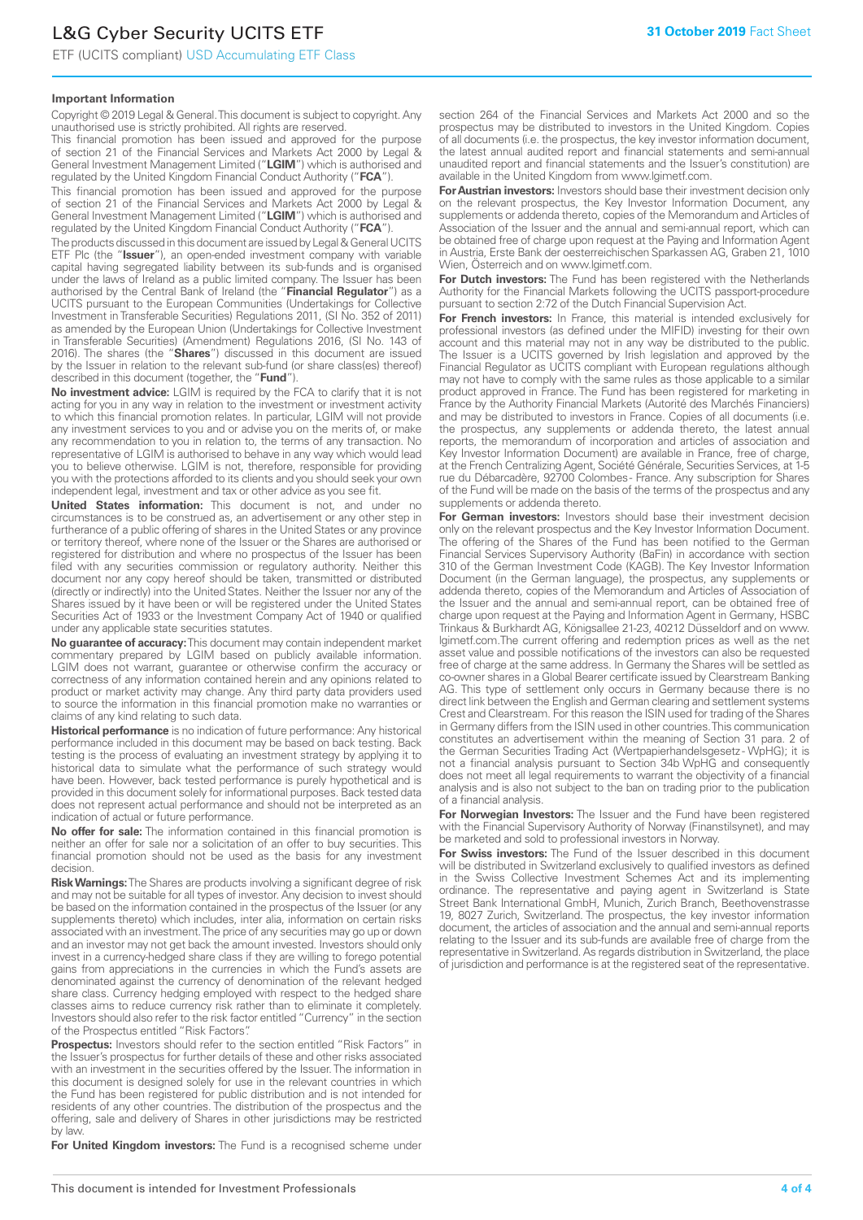## Important Information

Copyright © 2019 Legal & General. This document is subject to copyright. Any unauthorised use is strictly prohibited. All rights are reserved.

This financial promotion has been issued and approved for the purpose of section 21 of the Financial Services and Markets Act 2000 by Legal & General Investment Management Limited ("**LGIM**") which is authorised and regulated by the United Kingdom Financial Conduct Authority ("**FCA**").

This financial promotion has been issued and approved for the purpose of section 21 of the Financial Services and Markets Act 2000 by Legal & General Investment Management Limited ("**LGIM**") which is authorised and regulated by the United Kingdom Financial Conduct Authority ("**FCA**").

The products discussed in this document are issued by Legal & General UCITS ETF Plc (the "**Issuer**"), an open-ended investment company with variable capital having segregated liability between its sub-funds and is organised under the laws of Ireland as a public limited company. The Issuer has been authorised by the Central Bank of Ireland (the "**Financial Regulator**") as a UCITS pursuant to the European Communities (Undertakings for Collective Investment in Transferable Securities) Regulations 2011, (SI No. 352 of 2011) as amended by the European Union (Undertakings for Collective Investment in Transferable Securities) (Amendment) Regulations 2016, (SI No. 143 of 2016). The shares (the "**Shares**") discussed in this document are issued by the Issuer in relation to the relevant sub-fund (or share class(es) thereof) described in this document (together, the "**Fund**").

**No investment advice:** LGIM is required by the FCA to clarify that it is not acting for you in any way in relation to the investment or investment activity to which this financial promotion relates. In particular, LGIM will not provide any investment services to you and or advise you on the merits of, or make any recommendation to you in relation to, the terms of any transaction. No representative of LGIM is authorised to behave in any way which would lead you to believe otherwise. LGIM is not, therefore, responsible for providing you with the protections afforded to its clients and you should seek your own independent legal, investment and tax or other advice as you see fit.

**United States information:** This document is not, and under no circumstances is to be construed as, an advertisement or any other step in furtherance of a public offering of shares in the United States or any province or territory thereof, where none of the Issuer or the Shares are authorised or registered for distribution and where no prospectus of the Issuer has been filed with any securities commission or regulatory authority. Neither this document nor any copy hereof should be taken, transmitted or distributed (directly or indirectly) into the United States. Neither the Issuer nor any of the Shares issued by it have been or will be registered under the United States Securities Act of 1933 or the Investment Company Act of 1940 or qualified under any applicable state securities statutes.

**No guarantee of accuracy:** This document may contain independent market commentary prepared by LGIM based on publicly available information. LGIM does not warrant, guarantee or otherwise confirm the accuracy or correctness of any information contained herein and any opinions related to product or market activity may change. Any third party data providers used to source the information in this financial promotion make no warranties or claims of any kind relating to such data.

**Historical performance** is no indication of future performance: Any historical performance included in this document may be based on back testing. Back testing is the process of evaluating an investment strategy by applying it to historical data to simulate what the performance of such strategy would have been. However, back tested performance is purely hypothetical and is provided in this document solely for informational purposes. Back tested data does not represent actual performance and should not be interpreted as an indication of actual or future performance.

**No offer for sale:** The information contained in this financial promotion is neither an offer for sale nor a solicitation of an offer to buy securities. This financial promotion should not be used as the basis for any investment decision.

**Risk Warnings:** The Shares are products involving a significant degree of risk and may not be suitable for all types of investor. Any decision to invest should be based on the information contained in the prospectus of the Issuer (or any supplements thereto) which includes, inter alia, information on certain risks associated with an investment. The price of any securities may go up or down and an investor may not get back the amount invested. Investors should only invest in a currency-hedged share class if they are willing to forego potential gains from appreciations in the currencies in which the Fund's assets are denominated against the currency of denomination of the relevant hedged share class. Currency hedging employed with respect to the hedged share classes aims to reduce currency risk rather than to eliminate it completely. Investors should also refer to the risk factor entitled "Currency" in the section of the Prospectus entitled "Risk Factors".

**Prospectus:** Investors should refer to the section entitled "Risk Factors" in the Issuer's prospectus for further details of these and other risks associated with an investment in the securities offered by the Issuer. The information in this document is designed solely for use in the relevant countries in which the Fund has been registered for public distribution and is not intended for residents of any other countries. The distribution of the prospectus and the offering, sale and delivery of Shares in other jurisdictions may be restricted by law.

**For United Kingdom investors:** The Fund is a recognised scheme under section 264 of the Financial Services and Markets Act 2000 and so the prospectus may be distributed to investors in the United Kingdom. Copies of all documents (i.e. the prospectus, the key investor information document, the latest annual audited report and financial statements and semi-annual unaudited report and financial statements and the Issuer's constitution) are available in the United Kingdom from www.lgimetf.com.

**For Austrian investors:** Investors should base their investment decision only on the relevant prospectus, the Key Investor Information Document, any supplements or addenda thereto, copies of the Memorandum and Articles of Association of the Issuer and the annual and semi-annual report, which can be obtained free of charge upon request at the Paying and Information Agent in Austria, Erste Bank der oesterreichischen Sparkassen AG, Graben 21, 1010 Wien, Österreich and on www.lgimetf.com.

**For Dutch investors:** The Fund has been registered with the Netherlands Authority for the Financial Markets following the UCITS passport-procedure pursuant to section 2:72 of the Dutch Financial Supervision Act.

**For French investors:** In France, this material is intended exclusively for professional investors (as defined under the MIFID) investing for their own account and this material may not in any way be distributed to the public. The Issuer is a UCITS governed by Irish legislation and approved by the Financial Regulator as UCITS compliant with European regulations although may not have to comply with the same rules as those applicable to a similar product approved in France. The Fund has been registered for marketing in France by the Authority Financial Markets (Autorité des Marchés Financiers) and may be distributed to investors in France. Copies of all documents (i.e. the prospectus, any supplements or addenda thereto, the latest annual reports, the memorandum of incorporation and articles of association and Key Investor Information Document) are available in France, free of charge, at the French Centralizing Agent, Société Générale, Securities Services, at 1-5 rue du Débarcadère, 92700 Colombes - France. Any subscription for Shares of the Fund will be made on the basis of the terms of the prospectus and any supplements or addenda thereto.

**For German investors:** Investors should base their investment decision only on the relevant prospectus and the Key Investor Information Document. The offering of the Shares of the Fund has been notified to the German Financial Services Supervisory Authority (BaFin) in accordance with section 310 of the German Investment Code (KAGB). The Key Investor Information Document (in the German language), the prospectus, any supplements or addenda thereto, copies of the Memorandum and Articles of Association of the Issuer and the annual and semi-annual report, can be obtained free of charge upon request at the Paying and Information Agent in Germany, HSBC Trinkaus & Burkhardt AG, Königsallee 21-23, 40212 Düsseldorf and on www.lgimetf.com. The current offering and redemption prices as well as the net asset value and possible notifications of the investors can also be requested free of charge at the same address. In Germany the Shares will be settled as co-owner shares in a Global Bearer certificate issued by Clearstream Banking AG. This type of settlement only occurs in Germany because there is no direct link between the English and German clearing and settlement systems Crest and Clearstream. For this reason the ISIN used for trading of the Shares in Germany differs from the ISIN used in other countries. This communication constitutes an advertisement within the meaning of Section 31 para. 2 of the German Securities Trading Act (Wertpapierhandelsgesetz - WpHG); it is not a financial analysis pursuant to Section 34b WpHG and consequently does not meet all legal requirements to warrant the objectivity of a financial analysis and is also not subject to the ban on trading prior to the publication of a financial analysis.

**For Norwegian Investors:** The Issuer and the Fund have been registered with the Financial Supervisory Authority of Norway (Finanstilsynet), and may be marketed and sold to professional investors in Norway.

**For Swiss investors:** The Fund of the Issuer described in this document will be distributed in Switzerland exclusively to qualified investors as defined in the Swiss Collective Investment Schemes Act and its implementing ordinance. The representative and paying agent in Switzerland is State Street Bank International GmbH, Munich, Zurich Branch, Beethovenstrasse 19, 8027 Zurich, Switzerland. The prospectus, the key investor information document, the articles of association and the annual and semi-annual reports relating to the Issuer and its sub-funds are available free of charge from the representative in Switzerland. As regards distribution in Switzerland, the place of jurisdiction and performance is at the registered seat of the representative.

This document is intended for Investment Professionals